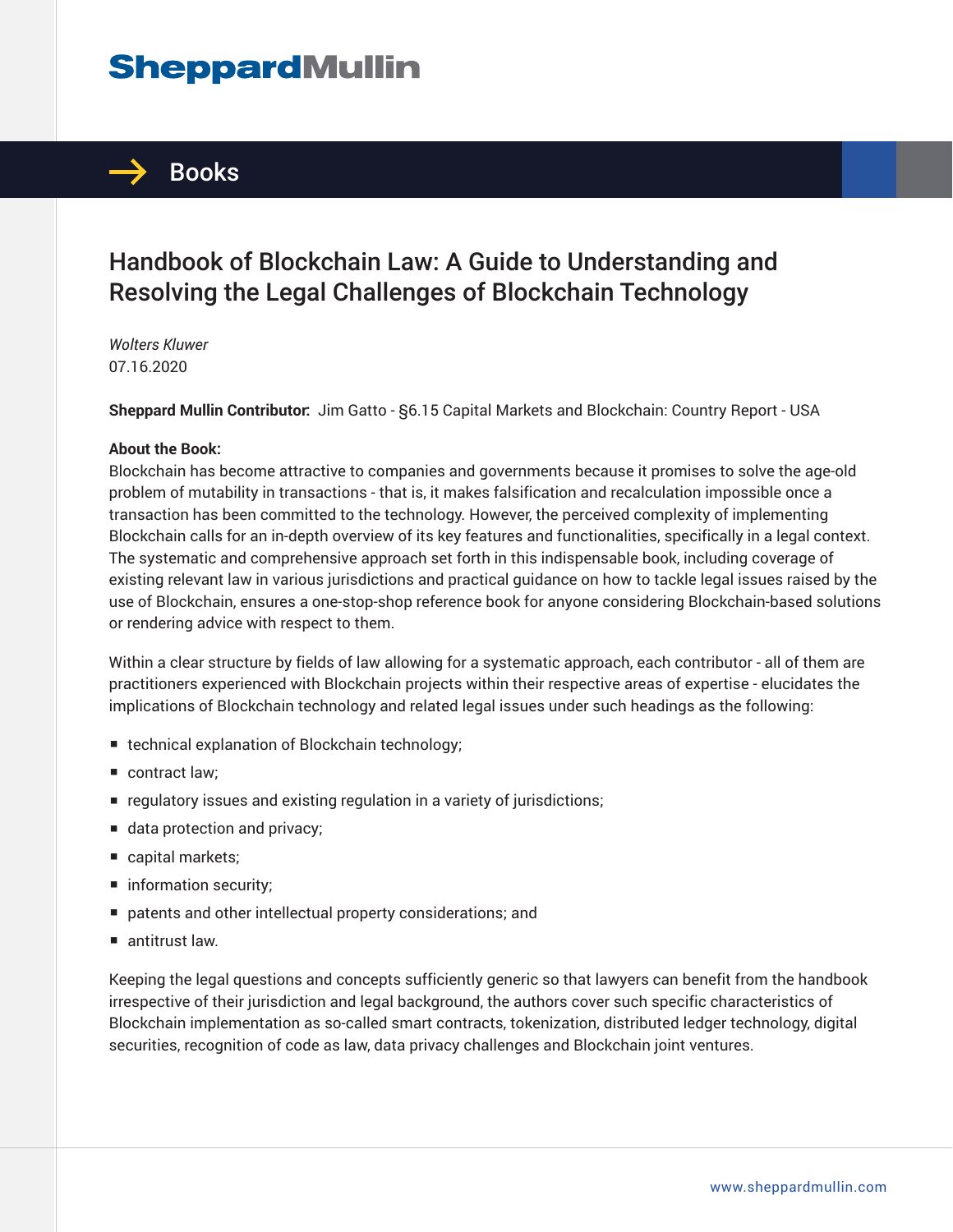# SheppardMullin

## Books

# Handbook of Blockchain Law: A Guide to Understanding and Resolving the Legal Challenges of Blockchain Technology

*Wolters Kluwer*
07.16.2020

**Sheppard Mullin Contributor:** Jim Gatto - §6.15 Capital Markets and Blockchain: Country Report - USA

**About the Book:**
Blockchain has become attractive to companies and governments because it promises to solve the age-old problem of mutability in transactions - that is, it makes falsification and recalculation impossible once a transaction has been committed to the technology. However, the perceived complexity of implementing Blockchain calls for an in-depth overview of its key features and functionalities, specifically in a legal context. The systematic and comprehensive approach set forth in this indispensable book, including coverage of existing relevant law in various jurisdictions and practical guidance on how to tackle legal issues raised by the use of Blockchain, ensures a one-stop-shop reference book for anyone considering Blockchain-based solutions or rendering advice with respect to them.

Within a clear structure by fields of law allowing for a systematic approach, each contributor - all of them are practitioners experienced with Blockchain projects within their respective areas of expertise - elucidates the implications of Blockchain technology and related legal issues under such headings as the following:

- technical explanation of Blockchain technology;
- contract law;
- regulatory issues and existing regulation in a variety of jurisdictions;
- data protection and privacy;
- capital markets;
- information security;
- patents and other intellectual property considerations; and
- antitrust law.

Keeping the legal questions and concepts sufficiently generic so that lawyers can benefit from the handbook irrespective of their jurisdiction and legal background, the authors cover such specific characteristics of Blockchain implementation as so-called smart contracts, tokenization, distributed ledger technology, digital securities, recognition of code as law, data privacy challenges and Blockchain joint ventures.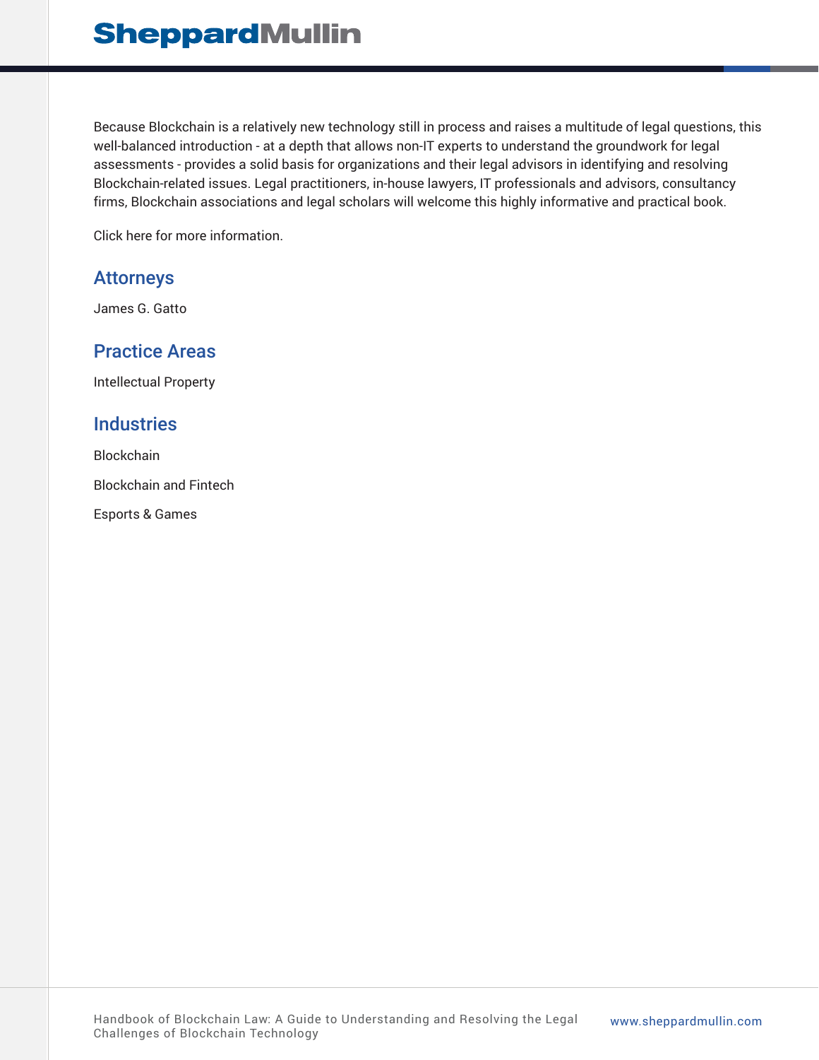Because Blockchain is a relatively new technology still in process and raises a multitude of legal questions, this well-balanced introduction - at a depth that allows non-IT experts to understand the groundwork for legal assessments - provides a solid basis for organizations and their legal advisors in identifying and resolving Blockchain-related issues. Legal practitioners, in-house lawyers, IT professionals and advisors, consultancy firms, Blockchain associations and legal scholars will welcome this highly informative and practical book.

Click here for more information.

## Attorneys

James G. Gatto

## Practice Areas

Intellectual Property

## Industries

Blockchain

Blockchain and Fintech

Esports & Games